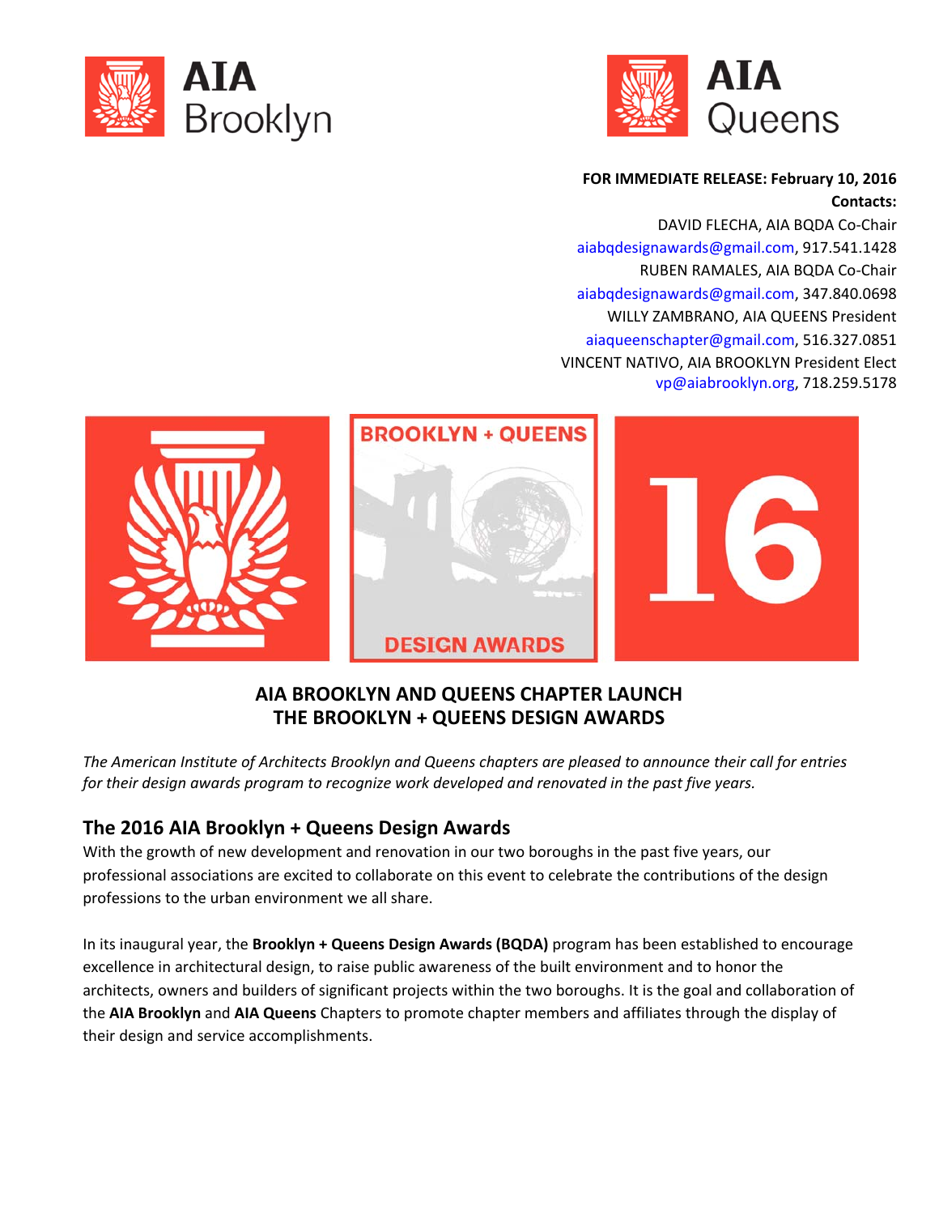AIA Brooklyn

AIA Queens

**FOR IMMEDIATE RELEASE: February 10, 2016**

**Contacts:**

DAVID FLECHA, AIA BQDA Co-Chair
aiabqdesignawards@gmail.com, 917.541.1428

RUBEN RAMALES, AIA BQDA Co-Chair
aiabqdesignawards@gmail.com, 347.840.0698

WILLY ZAMBRANO, AIA QUEENS President
aiaqueenschapter@gmail.com, 516.327.0851

VINCENT NATIVO, AIA BROOKLYN President Elect
vp@aiabrooklyn.org, 718.259.5178

BROOKLYN + QUEENS DESIGN AWARDS 16

# AIA BROOKLYN AND QUEENS CHAPTER LAUNCH THE BROOKLYN + QUEENS DESIGN AWARDS

*The American Institute of Architects Brooklyn and Queens chapters are pleased to announce their call for entries for their design awards program to recognize work developed and renovated in the past five years.*

## The 2016 AIA Brooklyn + Queens Design Awards

With the growth of new development and renovation in our two boroughs in the past five years, our professional associations are excited to collaborate on this event to celebrate the contributions of the design professions to the urban environment we all share.

In its inaugural year, the **Brooklyn + Queens Design Awards (BQDA)** program has been established to encourage excellence in architectural design, to raise public awareness of the built environment and to honor the architects, owners and builders of significant projects within the two boroughs. It is the goal and collaboration of the **AIA Brooklyn** and **AIA Queens** Chapters to promote chapter members and affiliates through the display of their design and service accomplishments.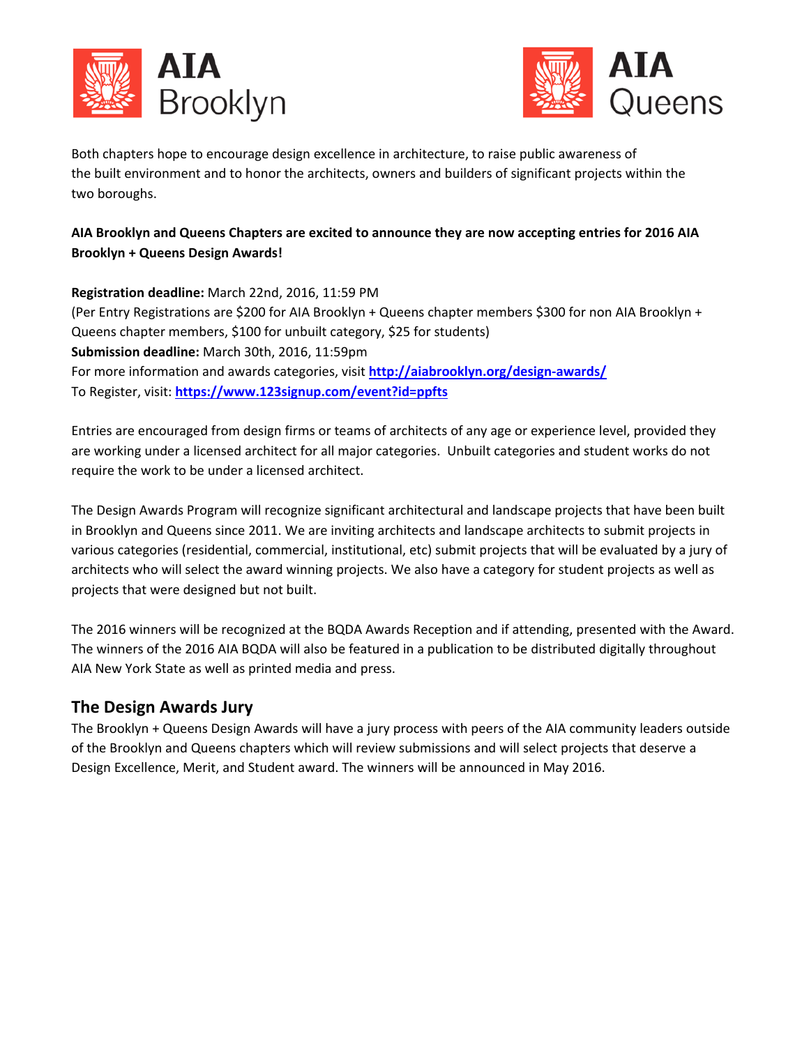AIA Brooklyn

AIA Queens

Both chapters hope to encourage design excellence in architecture, to raise public awareness of the built environment and to honor the architects, owners and builders of significant projects within the two boroughs.

**AIA Brooklyn and Queens Chapters are excited to announce they are now accepting entries for 2016 AIA Brooklyn + Queens Design Awards!**

**Registration deadline:** March 22nd, 2016, 11:59 PM
(Per Entry Registrations are $200 for AIA Brooklyn + Queens chapter members $300 for non AIA Brooklyn + Queens chapter members, $100 for unbuilt category, $25 for students)
**Submission deadline:** March 30th, 2016, 11:59pm
For more information and awards categories, visit **http://aiabrooklyn.org/design-awards/**
To Register, visit: **https://www.123signup.com/event?id=ppfts**

Entries are encouraged from design firms or teams of architects of any age or experience level, provided they are working under a licensed architect for all major categories. Unbuilt categories and student works do not require the work to be under a licensed architect.

The Design Awards Program will recognize significant architectural and landscape projects that have been built in Brooklyn and Queens since 2011. We are inviting architects and landscape architects to submit projects in various categories (residential, commercial, institutional, etc) submit projects that will be evaluated by a jury of architects who will select the award winning projects. We also have a category for student projects as well as projects that were designed but not built.

The 2016 winners will be recognized at the BQDA Awards Reception and if attending, presented with the Award. The winners of the 2016 AIA BQDA will also be featured in a publication to be distributed digitally throughout AIA New York State as well as printed media and press.

## The Design Awards Jury

The Brooklyn + Queens Design Awards will have a jury process with peers of the AIA community leaders outside of the Brooklyn and Queens chapters which will review submissions and will select projects that deserve a Design Excellence, Merit, and Student award. The winners will be announced in May 2016.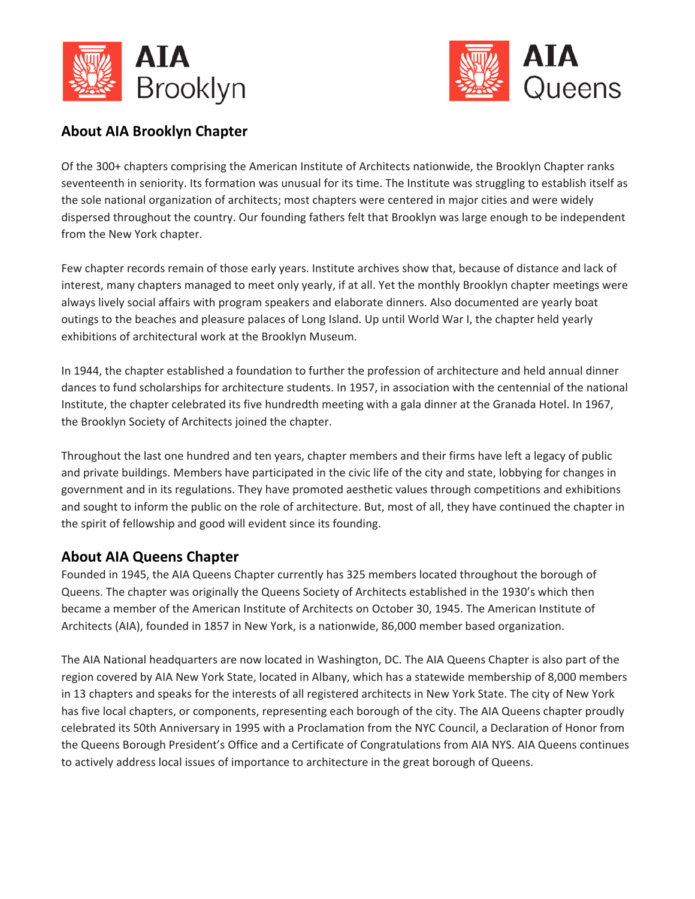**AIA Brooklyn**

**AIA Queens**

## About AIA Brooklyn Chapter

Of the 300+ chapters comprising the American Institute of Architects nationwide, the Brooklyn Chapter ranks seventeenth in seniority. Its formation was unusual for its time. The Institute was struggling to establish itself as the sole national organization of architects; most chapters were centered in major cities and were widely dispersed throughout the country. Our founding fathers felt that Brooklyn was large enough to be independent from the New York chapter.

Few chapter records remain of those early years. Institute archives show that, because of distance and lack of interest, many chapters managed to meet only yearly, if at all. Yet the monthly Brooklyn chapter meetings were always lively social affairs with program speakers and elaborate dinners. Also documented are yearly boat outings to the beaches and pleasure palaces of Long Island. Up until World War I, the chapter held yearly exhibitions of architectural work at the Brooklyn Museum.

In 1944, the chapter established a foundation to further the profession of architecture and held annual dinner dances to fund scholarships for architecture students. In 1957, in association with the centennial of the national Institute, the chapter celebrated its five hundredth meeting with a gala dinner at the Granada Hotel. In 1967, the Brooklyn Society of Architects joined the chapter.

Throughout the last one hundred and ten years, chapter members and their firms have left a legacy of public and private buildings. Members have participated in the civic life of the city and state, lobbying for changes in government and in its regulations. They have promoted aesthetic values through competitions and exhibitions and sought to inform the public on the role of architecture. But, most of all, they have continued the chapter in the spirit of fellowship and good will evident since its founding.

## About AIA Queens Chapter

Founded in 1945, the AIA Queens Chapter currently has 325 members located throughout the borough of Queens. The chapter was originally the Queens Society of Architects established in the 1930's which then became a member of the American Institute of Architects on October 30, 1945. The American Institute of Architects (AIA), founded in 1857 in New York, is a nationwide, 86,000 member based organization.

The AIA National headquarters are now located in Washington, DC. The AIA Queens Chapter is also part of the region covered by AIA New York State, located in Albany, which has a statewide membership of 8,000 members in 13 chapters and speaks for the interests of all registered architects in New York State. The city of New York has five local chapters, or components, representing each borough of the city. The AIA Queens chapter proudly celebrated its 50th Anniversary in 1995 with a Proclamation from the NYC Council, a Declaration of Honor from the Queens Borough President's Office and a Certificate of Congratulations from AIA NYS. AIA Queens continues to actively address local issues of importance to architecture in the great borough of Queens.